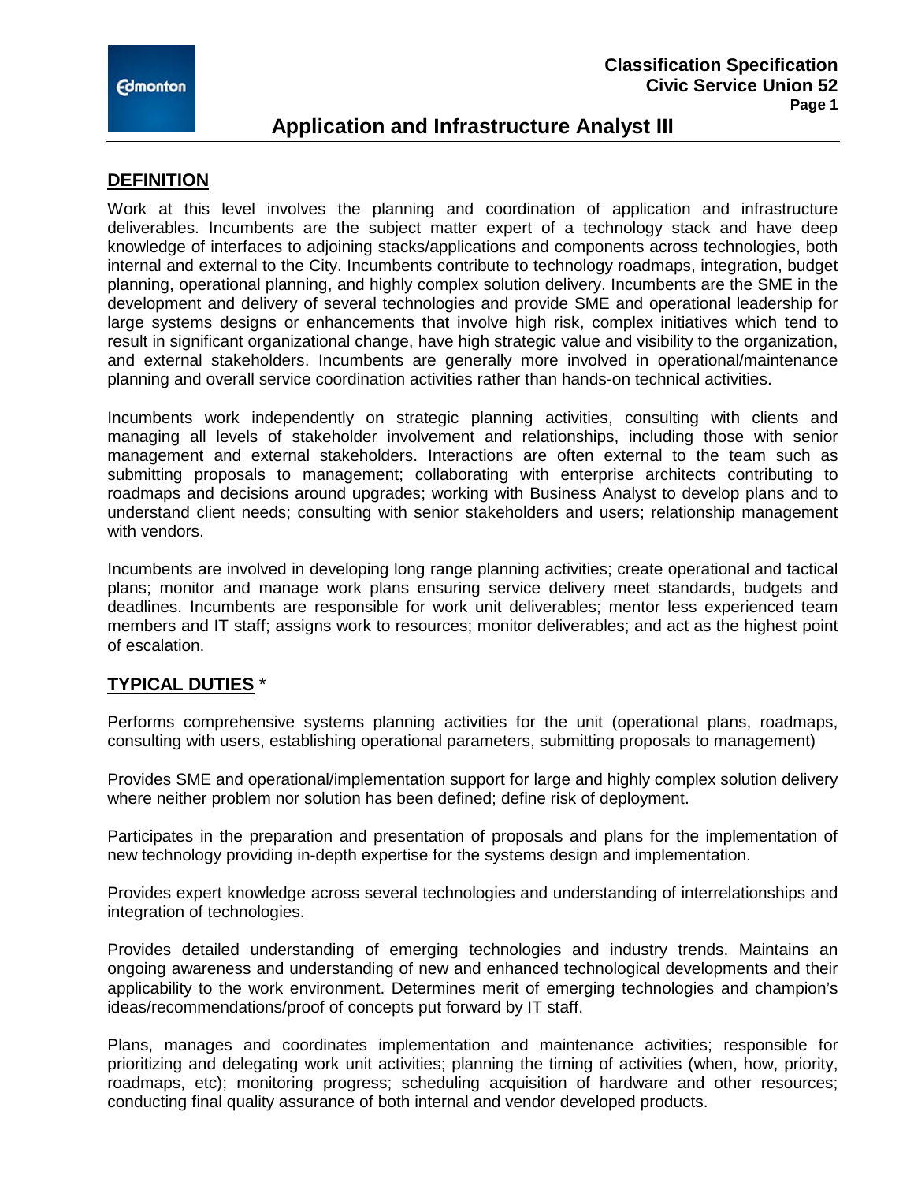# Application and Infrastructure Analyst III

## DEFINITION

Work at this level involves the planning and coordination of application and infrastructure deliverables. Incumbents are the subject matter expert of a technology stack and have deep knowledge of interfaces to adjoining stacks/applications and components across technologies, both internal and external to the City. Incumbents contribute to technology roadmaps, integration, budget planning, operational planning, and highly complex solution delivery. Incumbents are the SME in the development and delivery of several technologies and provide SME and operational leadership for large systems designs or enhancements that involve high risk, complex initiatives which tend to result in significant organizational change, have high strategic value and visibility to the organization, and external stakeholders. Incumbents are generally more involved in operational/maintenance planning and overall service coordination activities rather than hands-on technical activities.

Incumbents work independently on strategic planning activities, consulting with clients and managing all levels of stakeholder involvement and relationships, including those with senior management and external stakeholders. Interactions are often external to the team such as submitting proposals to management; collaborating with enterprise architects contributing to roadmaps and decisions around upgrades; working with Business Analyst to develop plans and to understand client needs; consulting with senior stakeholders and users; relationship management with vendors.

Incumbents are involved in developing long range planning activities; create operational and tactical plans; monitor and manage work plans ensuring service delivery meet standards, budgets and deadlines. Incumbents are responsible for work unit deliverables; mentor less experienced team members and IT staff; assigns work to resources; monitor deliverables; and act as the highest point of escalation.

## TYPICAL DUTIES *

Performs comprehensive systems planning activities for the unit (operational plans, roadmaps, consulting with users, establishing operational parameters, submitting proposals to management)

Provides SME and operational/implementation support for large and highly complex solution delivery where neither problem nor solution has been defined; define risk of deployment.

Participates in the preparation and presentation of proposals and plans for the implementation of new technology providing in-depth expertise for the systems design and implementation.

Provides expert knowledge across several technologies and understanding of interrelationships and integration of technologies.

Provides detailed understanding of emerging technologies and industry trends. Maintains an ongoing awareness and understanding of new and enhanced technological developments and their applicability to the work environment. Determines merit of emerging technologies and champion's ideas/recommendations/proof of concepts put forward by IT staff.

Plans, manages and coordinates implementation and maintenance activities; responsible for prioritizing and delegating work unit activities; planning the timing of activities (when, how, priority, roadmaps, etc); monitoring progress; scheduling acquisition of hardware and other resources; conducting final quality assurance of both internal and vendor developed products.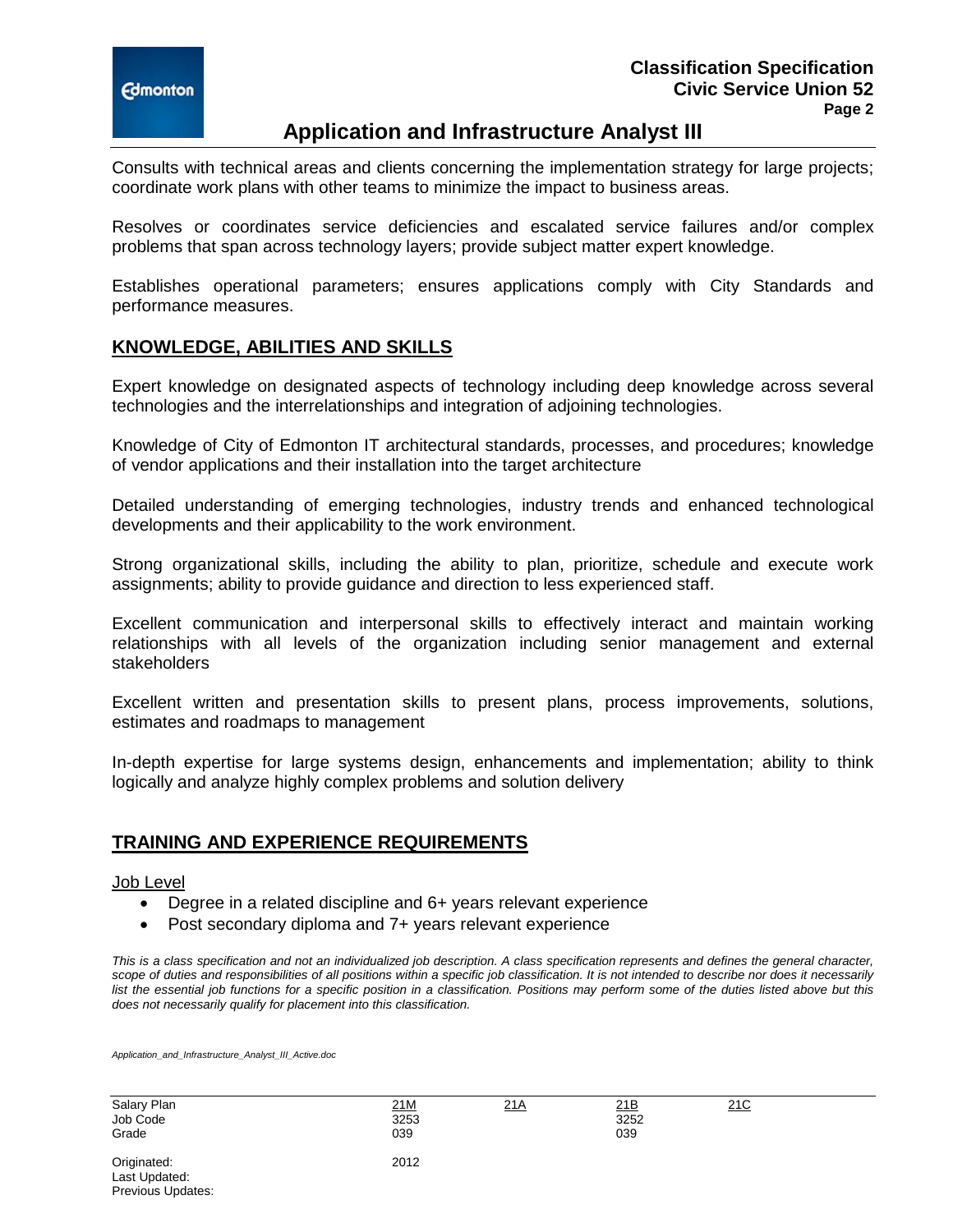Consults with technical areas and clients concerning the implementation strategy for large projects; coordinate work plans with other teams to minimize the impact to business areas.

Resolves or coordinates service deficiencies and escalated service failures and/or complex problems that span across technology layers; provide subject matter expert knowledge.

Establishes operational parameters; ensures applications comply with City Standards and performance measures.

## KNOWLEDGE, ABILITIES AND SKILLS

Expert knowledge on designated aspects of technology including deep knowledge across several technologies and the interrelationships and integration of adjoining technologies.

Knowledge of City of Edmonton IT architectural standards, processes, and procedures; knowledge of vendor applications and their installation into the target architecture

Detailed understanding of emerging technologies, industry trends and enhanced technological developments and their applicability to the work environment.

Strong organizational skills, including the ability to plan, prioritize, schedule and execute work assignments; ability to provide guidance and direction to less experienced staff.

Excellent communication and interpersonal skills to effectively interact and maintain working relationships with all levels of the organization including senior management and external stakeholders

Excellent written and presentation skills to present plans, process improvements, solutions, estimates and roadmaps to management

In-depth expertise for large systems design, enhancements and implementation; ability to think logically and analyze highly complex problems and solution delivery

## TRAINING AND EXPERIENCE REQUIREMENTS

Job Level

- Degree in a related discipline and 6+ years relevant experience
- Post secondary diploma and 7+ years relevant experience

*This is a class specification and not an individualized job description. A class specification represents and defines the general character, scope of duties and responsibilities of all positions within a specific job classification. It is not intended to describe nor does it necessarily list the essential job functions for a specific position in a classification. Positions may perform some of the duties listed above but this does not necessarily qualify for placement into this classification.*

*Application_and_Infrastructure_Analyst_III_Active.doc*

| Salary Plan | 21M | 21A | 21B | 21C |
|---|---|---|---|---|
| Job Code | 3253 | | 3252 | |
| Grade | 039 | | 039 | |

Originated: 2012
Last Updated:
Previous Updates: